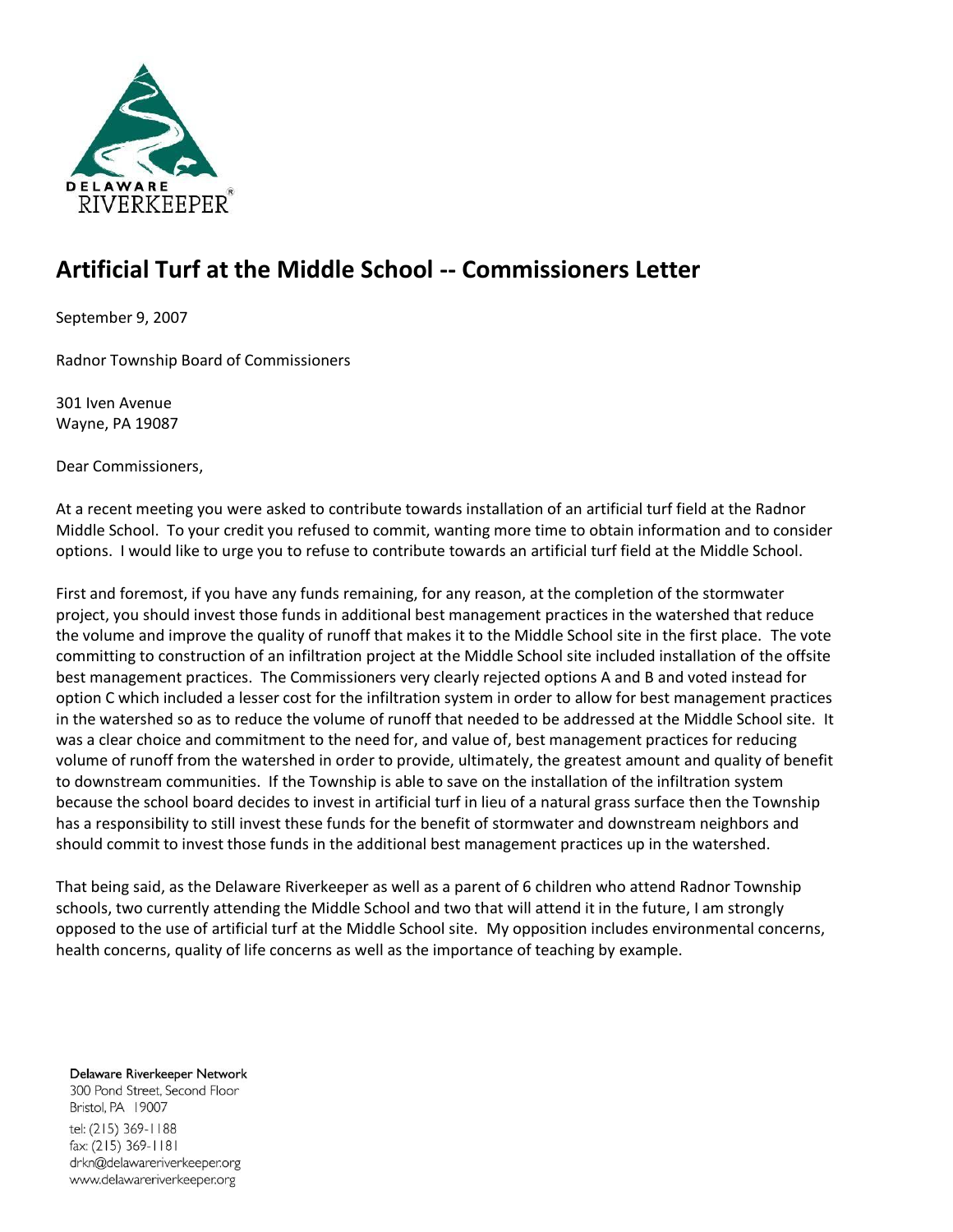DELAWARE RIVERKEEPER®

# Artificial Turf at the Middle School -- Commissioners Letter

September 9, 2007

Radnor Township Board of Commissioners

301 Iven Avenue
Wayne, PA 19087

Dear Commissioners,

At a recent meeting you were asked to contribute towards installation of an artificial turf field at the Radnor Middle School. To your credit you refused to commit, wanting more time to obtain information and to consider options. I would like to urge you to refuse to contribute towards an artificial turf field at the Middle School.

First and foremost, if you have any funds remaining, for any reason, at the completion of the stormwater project, you should invest those funds in additional best management practices in the watershed that reduce the volume and improve the quality of runoff that makes it to the Middle School site in the first place. The vote committing to construction of an infiltration project at the Middle School site included installation of the offsite best management practices. The Commissioners very clearly rejected options A and B and voted instead for option C which included a lesser cost for the infiltration system in order to allow for best management practices in the watershed so as to reduce the volume of runoff that needed to be addressed at the Middle School site. It was a clear choice and commitment to the need for, and value of, best management practices for reducing volume of runoff from the watershed in order to provide, ultimately, the greatest amount and quality of benefit to downstream communities. If the Township is able to save on the installation of the infiltration system because the school board decides to invest in artificial turf in lieu of a natural grass surface then the Township has a responsibility to still invest these funds for the benefit of stormwater and downstream neighbors and should commit to invest those funds in the additional best management practices up in the watershed.

That being said, as the Delaware Riverkeeper as well as a parent of 6 children who attend Radnor Township schools, two currently attending the Middle School and two that will attend it in the future, I am strongly opposed to the use of artificial turf at the Middle School site. My opposition includes environmental concerns, health concerns, quality of life concerns as well as the importance of teaching by example.

Delaware Riverkeeper Network
300 Pond Street, Second Floor
Bristol, PA 19007
tel: (215) 369-1188
fax: (215) 369-1181
drkn@delawareriverkeeper.org
www.delawareriverkeeper.org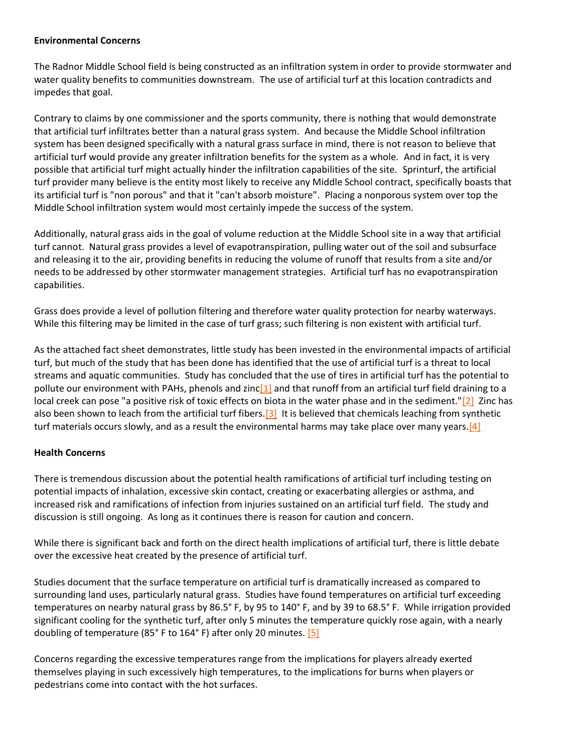**Environmental Concerns**

The Radnor Middle School field is being constructed as an infiltration system in order to provide stormwater and water quality benefits to communities downstream. The use of artificial turf at this location contradicts and impedes that goal.

Contrary to claims by one commissioner and the sports community, there is nothing that would demonstrate that artificial turf infiltrates better than a natural grass system. And because the Middle School infiltration system has been designed specifically with a natural grass surface in mind, there is not reason to believe that artificial turf would provide any greater infiltration benefits for the system as a whole. And in fact, it is very possible that artificial turf might actually hinder the infiltration capabilities of the site. Sprinturf, the artificial turf provider many believe is the entity most likely to receive any Middle School contract, specifically boasts that its artificial turf is "non porous" and that it "can't absorb moisture". Placing a nonporous system over top the Middle School infiltration system would most certainly impede the success of the system.

Additionally, natural grass aids in the goal of volume reduction at the Middle School site in a way that artificial turf cannot. Natural grass provides a level of evapotranspiration, pulling water out of the soil and subsurface and releasing it to the air, providing benefits in reducing the volume of runoff that results from a site and/or needs to be addressed by other stormwater management strategies. Artificial turf has no evapotranspiration capabilities.

Grass does provide a level of pollution filtering and therefore water quality protection for nearby waterways. While this filtering may be limited in the case of turf grass; such filtering is non existent with artificial turf.

As the attached fact sheet demonstrates, little study has been invested in the environmental impacts of artificial turf, but much of the study that has been done has identified that the use of artificial turf is a threat to local streams and aquatic communities. Study has concluded that the use of tires in artificial turf has the potential to pollute our environment with PAHs, phenols and zinc[1] and that runoff from an artificial turf field draining to a local creek can pose "a positive risk of toxic effects on biota in the water phase and in the sediment."[2] Zinc has also been shown to leach from the artificial turf fibers.[3] It is believed that chemicals leaching from synthetic turf materials occurs slowly, and as a result the environmental harms may take place over many years.[4]

**Health Concerns**

There is tremendous discussion about the potential health ramifications of artificial turf including testing on potential impacts of inhalation, excessive skin contact, creating or exacerbating allergies or asthma, and increased risk and ramifications of infection from injuries sustained on an artificial turf field. The study and discussion is still ongoing. As long as it continues there is reason for caution and concern.

While there is significant back and forth on the direct health implications of artificial turf, there is little debate over the excessive heat created by the presence of artificial turf.

Studies document that the surface temperature on artificial turf is dramatically increased as compared to surrounding land uses, particularly natural grass. Studies have found temperatures on artificial turf exceeding temperatures on nearby natural grass by 86.5° F, by 95 to 140° F, and by 39 to 68.5° F. While irrigation provided significant cooling for the synthetic turf, after only 5 minutes the temperature quickly rose again, with a nearly doubling of temperature (85° F to 164° F) after only 20 minutes. [5]

Concerns regarding the excessive temperatures range from the implications for players already exerted themselves playing in such excessively high temperatures, to the implications for burns when players or pedestrians come into contact with the hot surfaces.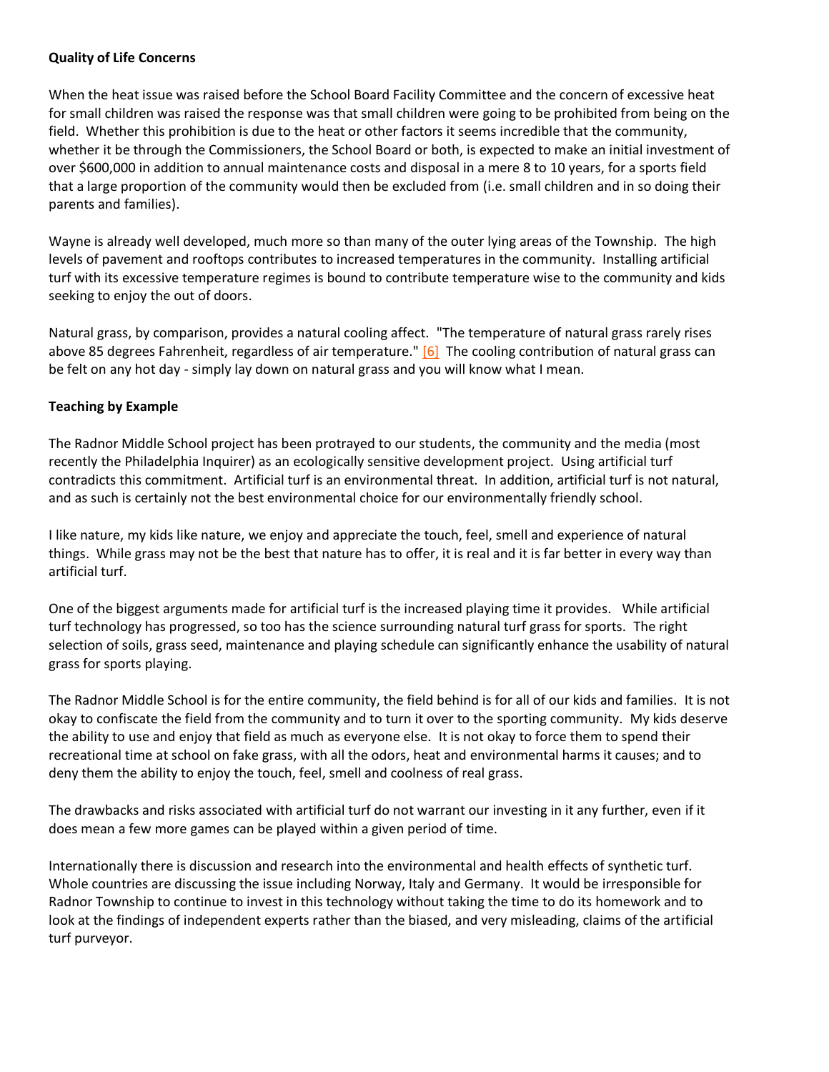**Quality of Life Concerns**

When the heat issue was raised before the School Board Facility Committee and the concern of excessive heat for small children was raised the response was that small children were going to be prohibited from being on the field. Whether this prohibition is due to the heat or other factors it seems incredible that the community, whether it be through the Commissioners, the School Board or both, is expected to make an initial investment of over $600,000 in addition to annual maintenance costs and disposal in a mere 8 to 10 years, for a sports field that a large proportion of the community would then be excluded from (i.e. small children and in so doing their parents and families).

Wayne is already well developed, much more so than many of the outer lying areas of the Township. The high levels of pavement and rooftops contributes to increased temperatures in the community. Installing artificial turf with its excessive temperature regimes is bound to contribute temperature wise to the community and kids seeking to enjoy the out of doors.

Natural grass, by comparison, provides a natural cooling affect. "The temperature of natural grass rarely rises above 85 degrees Fahrenheit, regardless of air temperature." [6] The cooling contribution of natural grass can be felt on any hot day - simply lay down on natural grass and you will know what I mean.

**Teaching by Example**

The Radnor Middle School project has been protrayed to our students, the community and the media (most recently the Philadelphia Inquirer) as an ecologically sensitive development project. Using artificial turf contradicts this commitment. Artificial turf is an environmental threat. In addition, artificial turf is not natural, and as such is certainly not the best environmental choice for our environmentally friendly school.

I like nature, my kids like nature, we enjoy and appreciate the touch, feel, smell and experience of natural things. While grass may not be the best that nature has to offer, it is real and it is far better in every way than artificial turf.

One of the biggest arguments made for artificial turf is the increased playing time it provides. While artificial turf technology has progressed, so too has the science surrounding natural turf grass for sports. The right selection of soils, grass seed, maintenance and playing schedule can significantly enhance the usability of natural grass for sports playing.

The Radnor Middle School is for the entire community, the field behind is for all of our kids and families. It is not okay to confiscate the field from the community and to turn it over to the sporting community. My kids deserve the ability to use and enjoy that field as much as everyone else. It is not okay to force them to spend their recreational time at school on fake grass, with all the odors, heat and environmental harms it causes; and to deny them the ability to enjoy the touch, feel, smell and coolness of real grass.

The drawbacks and risks associated with artificial turf do not warrant our investing in it any further, even if it does mean a few more games can be played within a given period of time.

Internationally there is discussion and research into the environmental and health effects of synthetic turf. Whole countries are discussing the issue including Norway, Italy and Germany. It would be irresponsible for Radnor Township to continue to invest in this technology without taking the time to do its homework and to look at the findings of independent experts rather than the biased, and very misleading, claims of the artificial turf purveyor.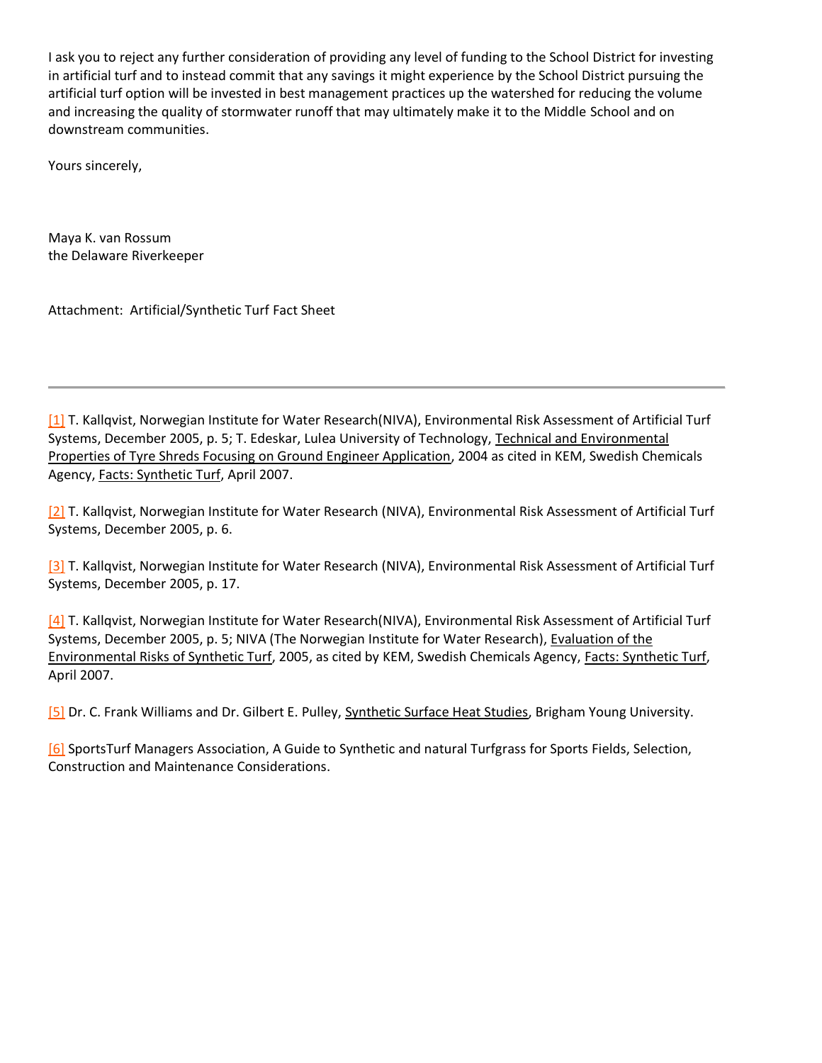I ask you to reject any further consideration of providing any level of funding to the School District for investing in artificial turf and to instead commit that any savings it might experience by the School District pursuing the artificial turf option will be invested in best management practices up the watershed for reducing the volume and increasing the quality of stormwater runoff that may ultimately make it to the Middle School and on downstream communities.

Yours sincerely,

Maya K. van Rossum
the Delaware Riverkeeper

Attachment: Artificial/Synthetic Turf Fact Sheet

---

[1] T. Kallqvist, Norwegian Institute for Water Research(NIVA), Environmental Risk Assessment of Artificial Turf Systems, December 2005, p. 5; T. Edeskar, Lulea University of Technology, Technical and Environmental Properties of Tyre Shreds Focusing on Ground Engineer Application, 2004 as cited in KEM, Swedish Chemicals Agency, Facts: Synthetic Turf, April 2007.

[2] T. Kallqvist, Norwegian Institute for Water Research (NIVA), Environmental Risk Assessment of Artificial Turf Systems, December 2005, p. 6.

[3] T. Kallqvist, Norwegian Institute for Water Research (NIVA), Environmental Risk Assessment of Artificial Turf Systems, December 2005, p. 17.

[4] T. Kallqvist, Norwegian Institute for Water Research(NIVA), Environmental Risk Assessment of Artificial Turf Systems, December 2005, p. 5; NIVA (The Norwegian Institute for Water Research), Evaluation of the Environmental Risks of Synthetic Turf, 2005, as cited by KEM, Swedish Chemicals Agency, Facts: Synthetic Turf, April 2007.

[5] Dr. C. Frank Williams and Dr. Gilbert E. Pulley, Synthetic Surface Heat Studies, Brigham Young University.

[6] SportsTurf Managers Association, A Guide to Synthetic and natural Turfgrass for Sports Fields, Selection, Construction and Maintenance Considerations.